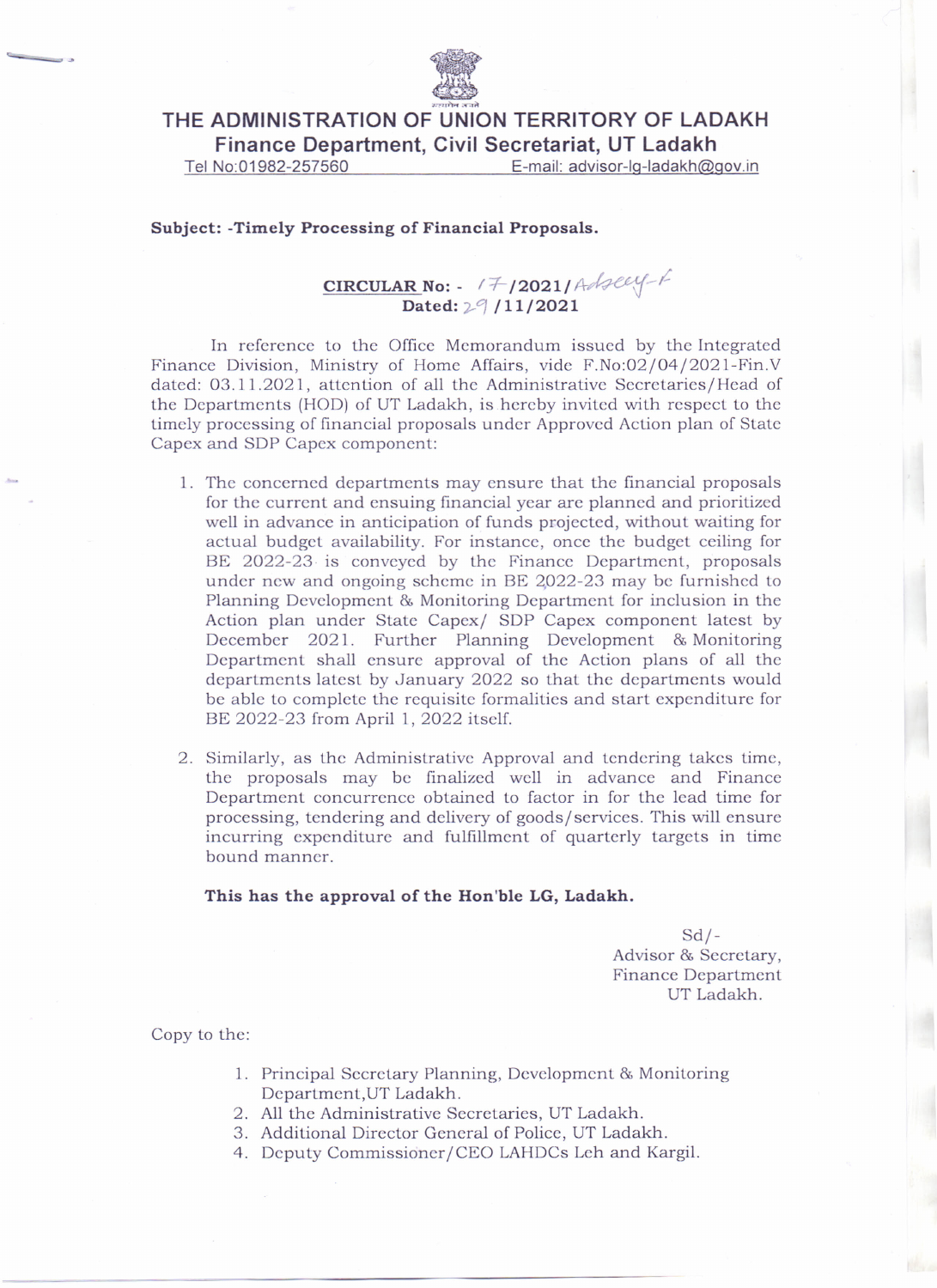# THE ADMINISTRATION OF UNION TERRITORY OF LADAKH

## Finance Department, Civil Secretariat, UT Ladakh

Tel No:01982-257560 E-mail: advisor-lg-ladakh@gov.in

**Subject: -Timely Processing of Financial Proposals.**

**CIRCULAR No: - 17/2021/Adsecy-F**
**Dated: 29/11/2021**

In reference to the Office Memorandum issued by the Integrated Finance Division, Ministry of Home Affairs, vide F.No:02/04/2021-Fin.V dated: 03.11.2021, attention of all the Administrative Secretaries/Head of the Departments (HOD) of UT Ladakh, is hereby invited with respect to the timely processing of financial proposals under Approved Action plan of State Capex and SDP Capex component:

1. The concerned departments may ensure that the financial proposals for the current and ensuing financial year are planned and prioritized well in advance in anticipation of funds projected, without waiting for actual budget availability. For instance, once the budget ceiling for BE 2022-23 is conveyed by the Finance Department, proposals under new and ongoing scheme in BE 2022-23 may be furnished to Planning Development & Monitoring Department for inclusion in the Action plan under State Capex/ SDP Capex component latest by December 2021. Further Planning Development & Monitoring Department shall ensure approval of the Action plans of all the departments latest by January 2022 so that the departments would be able to complete the requisite formalities and start expenditure for BE 2022-23 from April 1, 2022 itself.

2. Similarly, as the Administrative Approval and tendering takes time, the proposals may be finalized well in advance and Finance Department concurrence obtained to factor in for the lead time for processing, tendering and delivery of goods/services. This will ensure incurring expenditure and fulfillment of quarterly targets in time bound manner.

**This has the approval of the Hon'ble LG, Ladakh.**

Sd/-
Advisor & Secretary,
Finance Department
UT Ladakh.

Copy to the:

1. Principal Secretary Planning, Development & Monitoring Department,UT Ladakh.
2. All the Administrative Secretaries, UT Ladakh.
3. Additional Director General of Police, UT Ladakh.
4. Deputy Commissioner/CEO LAHDCs Leh and Kargil.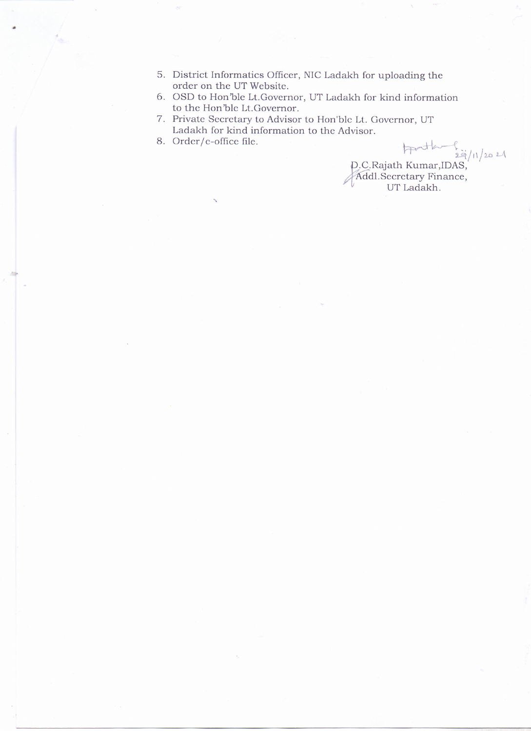5. District Informatics Officer, NIC Ladakh for uploading the order on the UT Website.
6. OSD to Hon'ble Lt.Governor, UT Ladakh for kind information to the Hon'ble Lt.Governor.
7. Private Secretary to Advisor to Hon'ble Lt. Governor, UT Ladakh for kind information to the Advisor.
8. Order/e-office file.

29/11/2021

D.C.Rajath Kumar,IDAS,
Addl.Secretary Finance,
UT Ladakh.